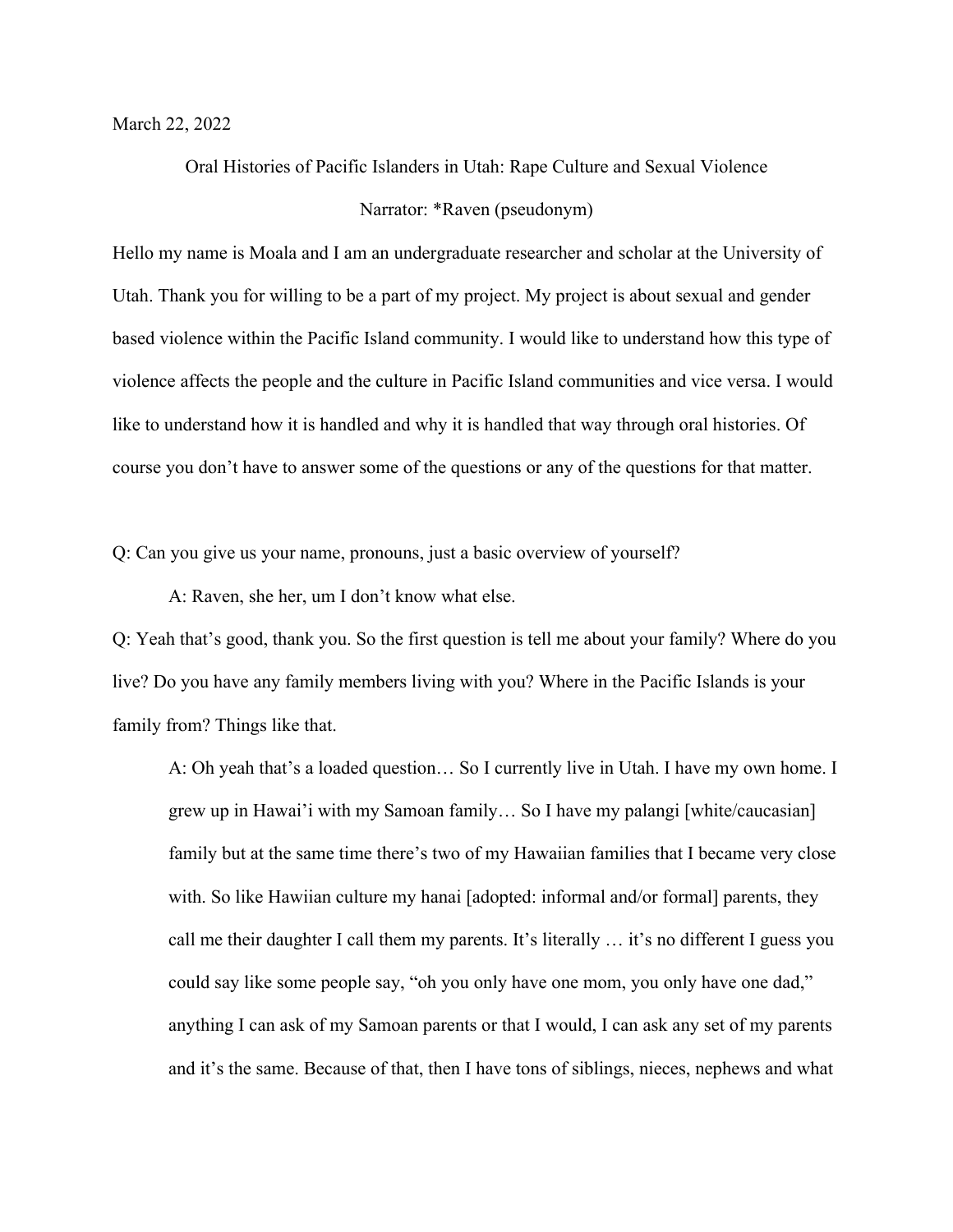March 22, 2022

Oral Histories of Pacific Islanders in Utah: Rape Culture and Sexual Violence

Narrator: *Raven (pseudonym)

Hello my name is Moala and I am an undergraduate researcher and scholar at the University of Utah. Thank you for willing to be a part of my project. My project is about sexual and gender based violence within the Pacific Island community. I would like to understand how this type of violence affects the people and the culture in Pacific Island communities and vice versa. I would like to understand how it is handled and why it is handled that way through oral histories. Of course you don't have to answer some of the questions or any of the questions for that matter.

Q: Can you give us your name, pronouns, just a basic overview of yourself?

A: Raven, she her, um I don't know what else.

Q: Yeah that's good, thank you. So the first question is tell me about your family? Where do you live? Do you have any family members living with you? Where in the Pacific Islands is your family from? Things like that.

A: Oh yeah that's a loaded question… So I currently live in Utah. I have my own home. I grew up in Hawai'i with my Samoan family… So I have my palangi [white/caucasian] family but at the same time there's two of my Hawaiian families that I became very close with. So like Hawiian culture my hanai [adopted: informal and/or formal] parents, they call me their daughter I call them my parents. It's literally … it's no different I guess you could say like some people say, "oh you only have one mom, you only have one dad," anything I can ask of my Samoan parents or that I would, I can ask any set of my parents and it's the same. Because of that, then I have tons of siblings, nieces, nephews and what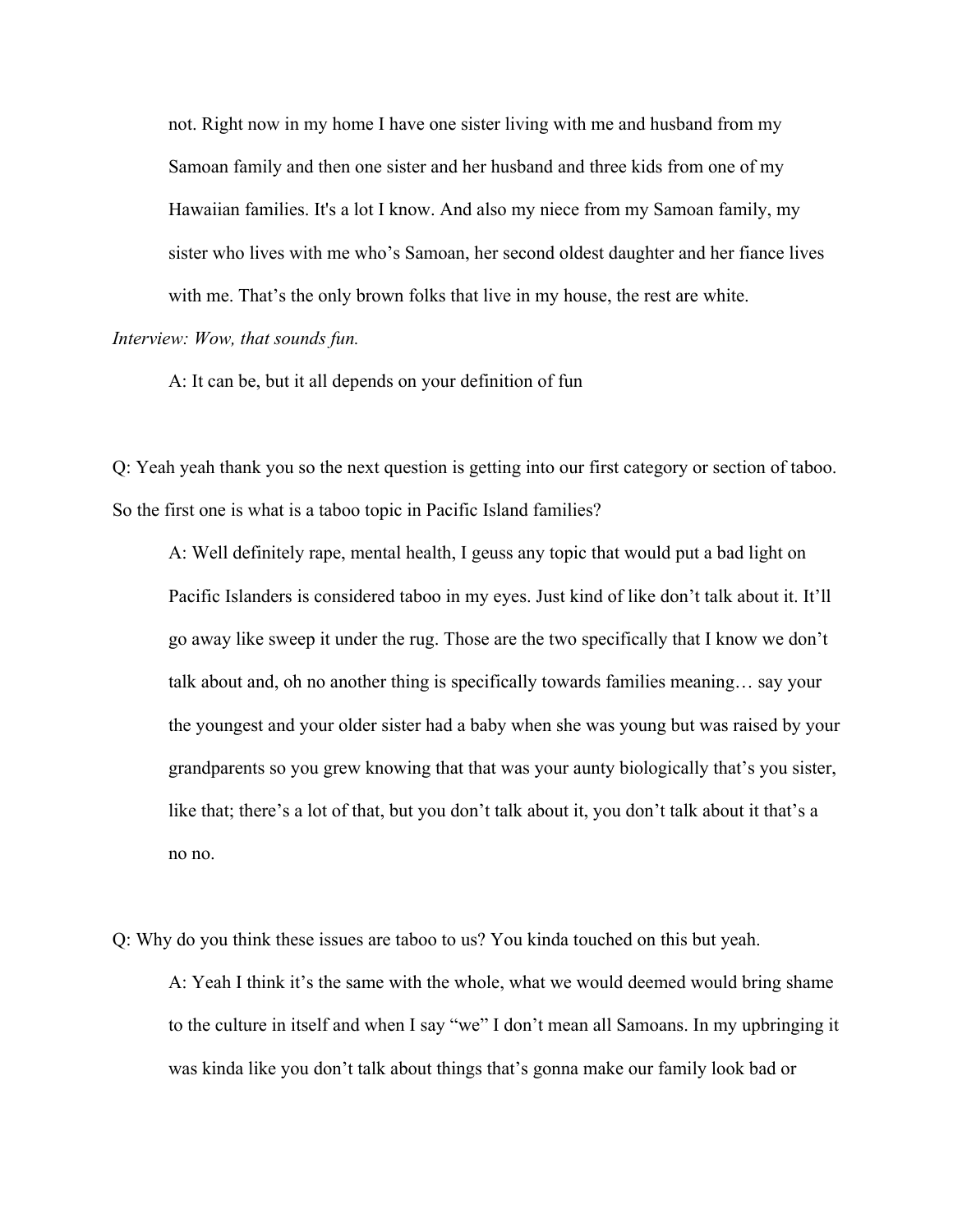not. Right now in my home I have one sister living with me and husband from my Samoan family and then one sister and her husband and three kids from one of my Hawaiian families. It's a lot I know. And also my niece from my Samoan family, my sister who lives with me who's Samoan, her second oldest daughter and her fiance lives with me. That's the only brown folks that live in my house, the rest are white.

*Interview: Wow, that sounds fun.*

A: It can be, but it all depends on your definition of fun

Q: Yeah yeah thank you so the next question is getting into our first category or section of taboo. So the first one is what is a taboo topic in Pacific Island families?

A: Well definitely rape, mental health, I geuss any topic that would put a bad light on Pacific Islanders is considered taboo in my eyes. Just kind of like don't talk about it. It'll go away like sweep it under the rug. Those are the two specifically that I know we don't talk about and, oh no another thing is specifically towards families meaning… say your the youngest and your older sister had a baby when she was young but was raised by your grandparents so you grew knowing that that was your aunty biologically that's you sister, like that; there's a lot of that, but you don't talk about it, you don't talk about it that's a no no.

Q: Why do you think these issues are taboo to us? You kinda touched on this but yeah.

A: Yeah I think it's the same with the whole, what we would deemed would bring shame to the culture in itself and when I say "we" I don't mean all Samoans. In my upbringing it was kinda like you don't talk about things that's gonna make our family look bad or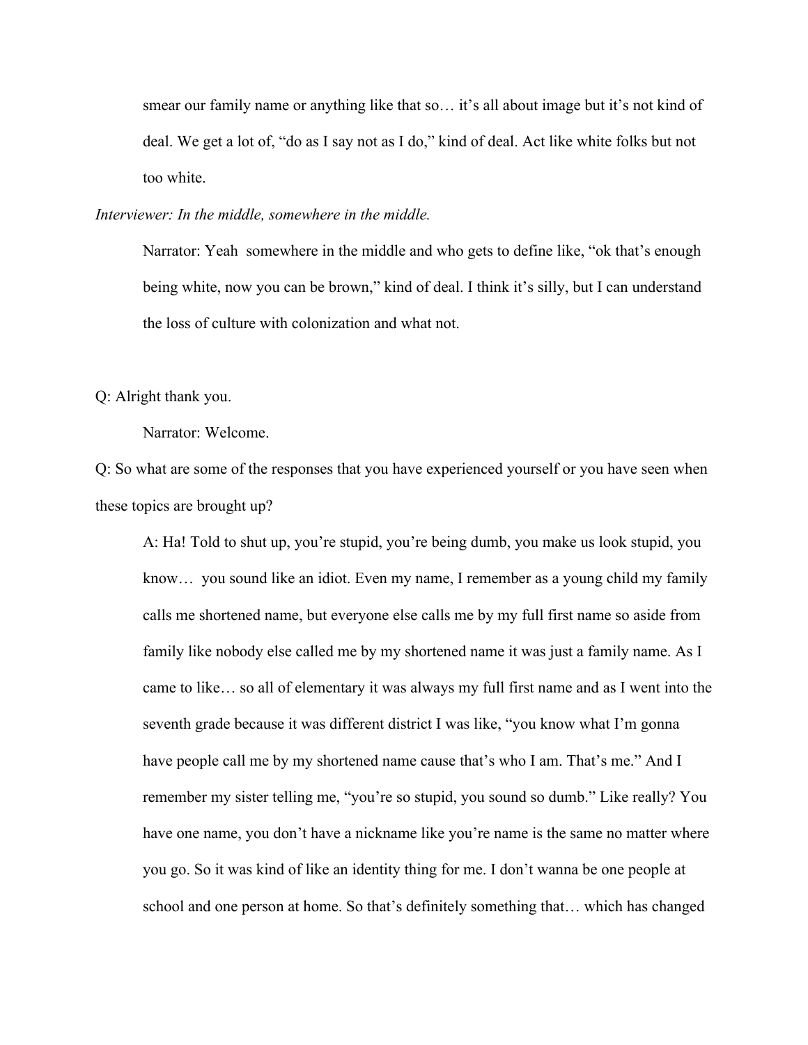smear our family name or anything like that so… it's all about image but it's not kind of deal. We get a lot of, "do as I say not as I do," kind of deal. Act like white folks but not too white.

*Interviewer: In the middle, somewhere in the middle.*

Narrator: Yeah somewhere in the middle and who gets to define like, "ok that's enough being white, now you can be brown," kind of deal. I think it's silly, but I can understand the loss of culture with colonization and what not.

Q: Alright thank you.

Narrator: Welcome.

Q: So what are some of the responses that you have experienced yourself or you have seen when these topics are brought up?

A: Ha! Told to shut up, you're stupid, you're being dumb, you make us look stupid, you know… you sound like an idiot. Even my name, I remember as a young child my family calls me shortened name, but everyone else calls me by my full first name so aside from family like nobody else called me by my shortened name it was just a family name. As I came to like… so all of elementary it was always my full first name and as I went into the seventh grade because it was different district I was like, "you know what I'm gonna have people call me by my shortened name cause that's who I am. That's me." And I remember my sister telling me, "you're so stupid, you sound so dumb." Like really? You have one name, you don't have a nickname like you're name is the same no matter where you go. So it was kind of like an identity thing for me. I don't wanna be one people at school and one person at home. So that's definitely something that… which has changed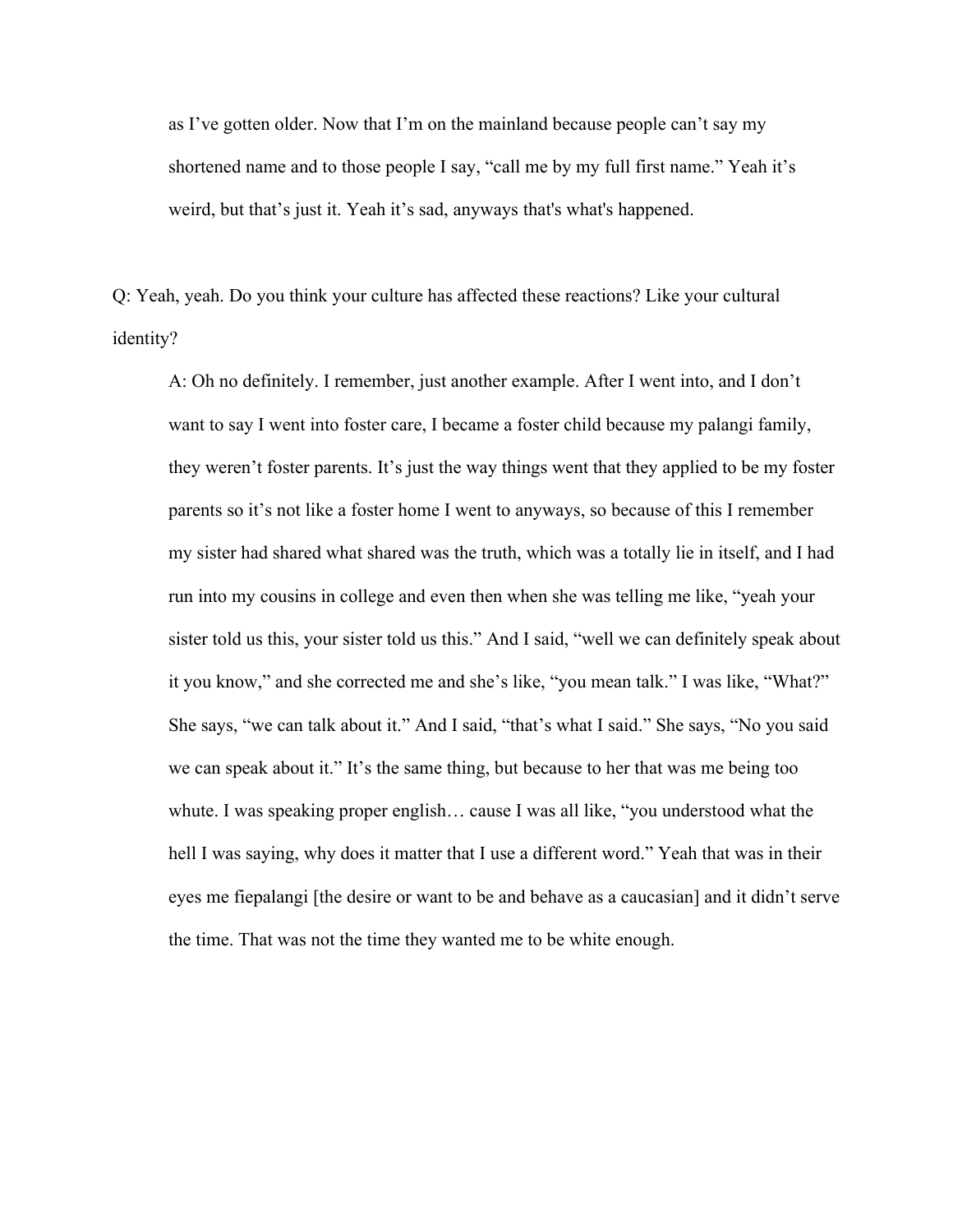as I've gotten older. Now that I'm on the mainland because people can't say my shortened name and to those people I say, "call me by my full first name." Yeah it's weird, but that's just it. Yeah it's sad, anyways that's what's happened.

Q: Yeah, yeah. Do you think your culture has affected these reactions? Like your cultural identity?

A: Oh no definitely. I remember, just another example. After I went into, and I don't want to say I went into foster care, I became a foster child because my palangi family, they weren't foster parents. It's just the way things went that they applied to be my foster parents so it's not like a foster home I went to anyways, so because of this I remember my sister had shared what shared was the truth, which was a totally lie in itself, and I had run into my cousins in college and even then when she was telling me like, "yeah your sister told us this, your sister told us this." And I said, "well we can definitely speak about it you know," and she corrected me and she's like, "you mean talk." I was like, "What?" She says, "we can talk about it." And I said, "that's what I said." She says, "No you said we can speak about it." It's the same thing, but because to her that was me being too whute. I was speaking proper english… cause I was all like, "you understood what the hell I was saying, why does it matter that I use a different word." Yeah that was in their eyes me fiepalangi [the desire or want to be and behave as a caucasian] and it didn't serve the time. That was not the time they wanted me to be white enough.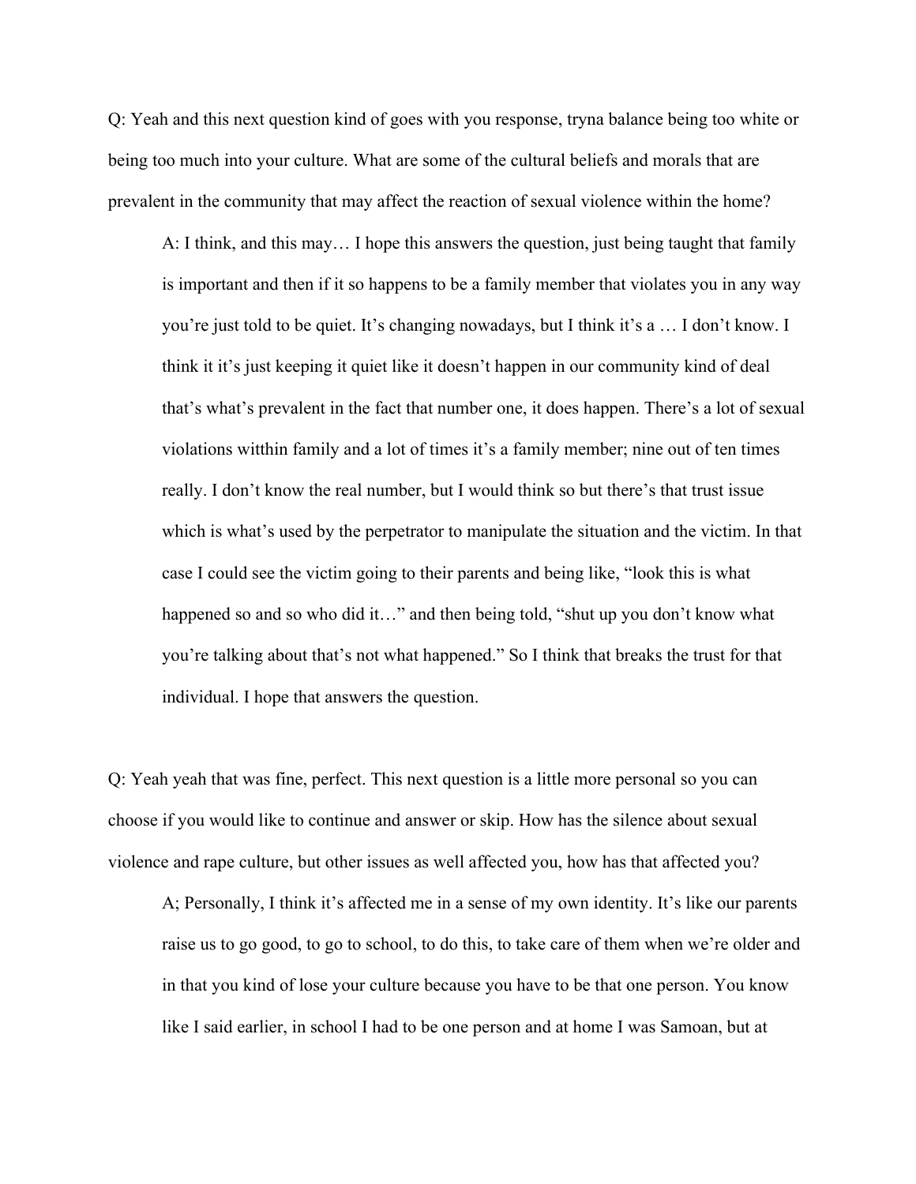Q: Yeah and this next question kind of goes with you response, tryna balance being too white or being too much into your culture. What are some of the cultural beliefs and morals that are prevalent in the community that may affect the reaction of sexual violence within the home?

> A: I think, and this may… I hope this answers the question, just being taught that family is important and then if it so happens to be a family member that violates you in any way you're just told to be quiet. It's changing nowadays, but I think it's a … I don't know. I think it it's just keeping it quiet like it doesn't happen in our community kind of deal that's what's prevalent in the fact that number one, it does happen. There's a lot of sexual violations witthin family and a lot of times it's a family member; nine out of ten times really. I don't know the real number, but I would think so but there's that trust issue which is what's used by the perpetrator to manipulate the situation and the victim. In that case I could see the victim going to their parents and being like, "look this is what happened so and so who did it…" and then being told, "shut up you don't know what you're talking about that's not what happened." So I think that breaks the trust for that individual. I hope that answers the question.

Q: Yeah yeah that was fine, perfect. This next question is a little more personal so you can choose if you would like to continue and answer or skip. How has the silence about sexual violence and rape culture, but other issues as well affected you, how has that affected you?

> A; Personally, I think it's affected me in a sense of my own identity. It's like our parents raise us to go good, to go to school, to do this, to take care of them when we're older and in that you kind of lose your culture because you have to be that one person. You know like I said earlier, in school I had to be one person and at home I was Samoan, but at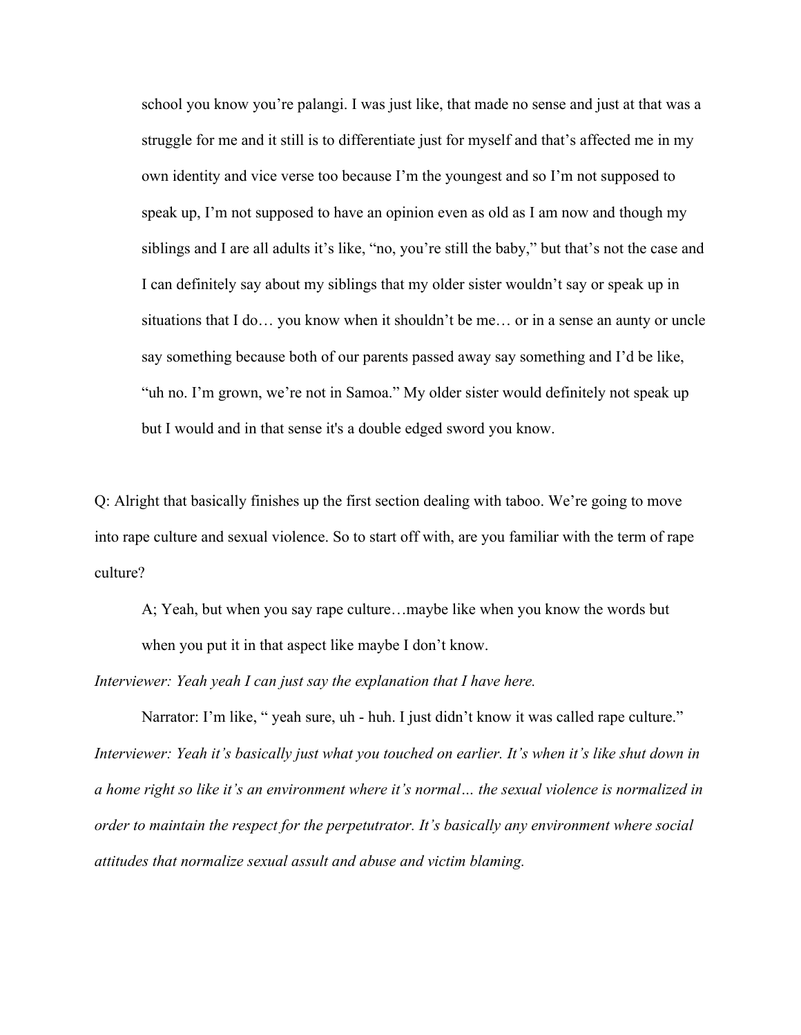school you know you're palangi. I was just like, that made no sense and just at that was a struggle for me and it still is to differentiate just for myself and that's affected me in my own identity and vice verse too because I'm the youngest and so I'm not supposed to speak up, I'm not supposed to have an opinion even as old as I am now and though my siblings and I are all adults it's like, "no, you're still the baby," but that's not the case and I can definitely say about my siblings that my older sister wouldn't say or speak up in situations that I do… you know when it shouldn't be me… or in a sense an aunty or uncle say something because both of our parents passed away say something and I'd be like, "uh no. I'm grown, we're not in Samoa." My older sister would definitely not speak up but I would and in that sense it's a double edged sword you know.

Q: Alright that basically finishes up the first section dealing with taboo. We're going to move into rape culture and sexual violence. So to start off with, are you familiar with the term of rape culture?

A; Yeah, but when you say rape culture…maybe like when you know the words but when you put it in that aspect like maybe I don't know.

*Interviewer: Yeah yeah I can just say the explanation that I have here.*

Narrator: I'm like, " yeah sure, uh - huh. I just didn't know it was called rape culture."

*Interviewer: Yeah it's basically just what you touched on earlier. It's when it's like shut down in a home right so like it's an environment where it's normal… the sexual violence is normalized in order to maintain the respect for the perpetutrator. It's basically any environment where social attitudes that normalize sexual assult and abuse and victim blaming.*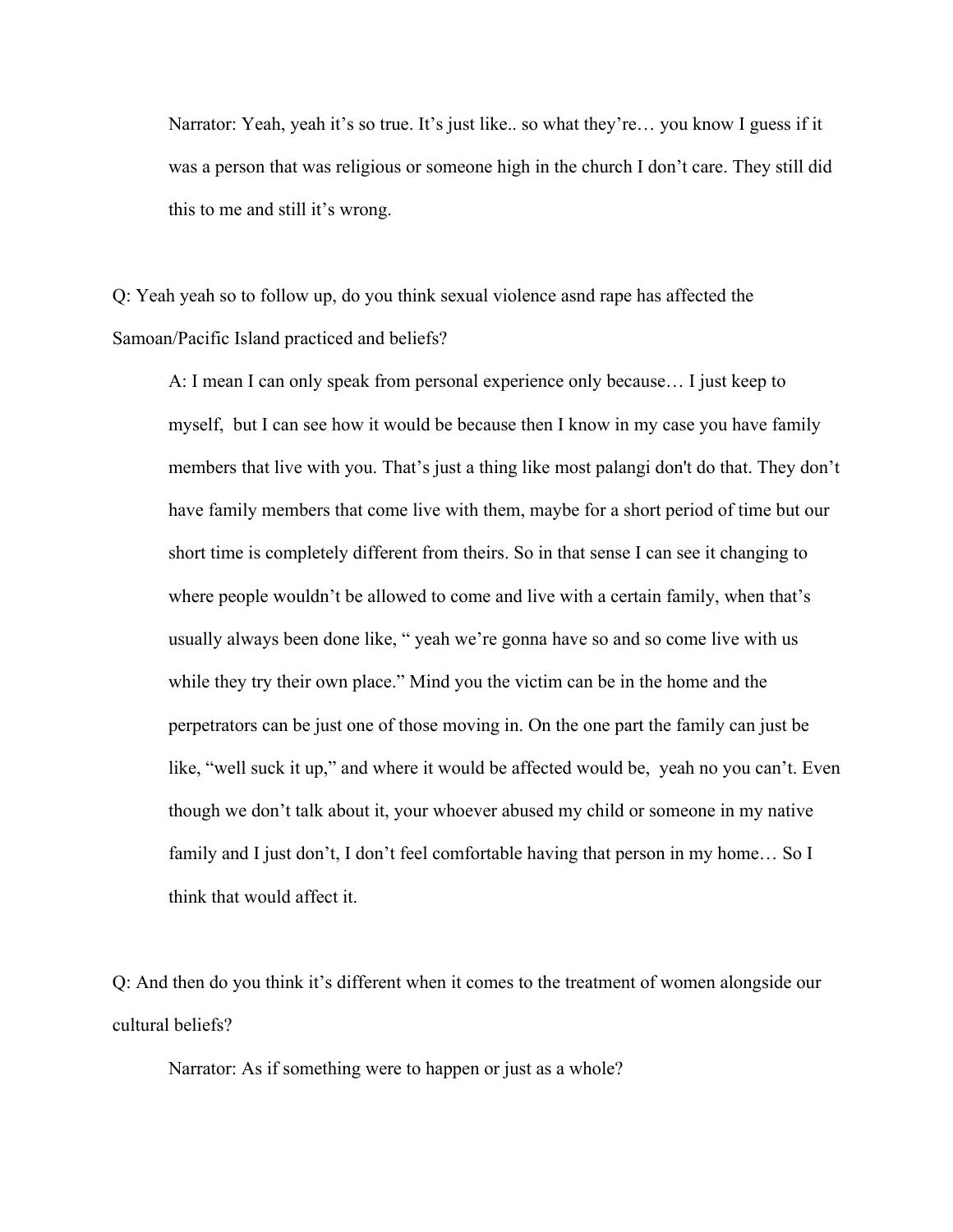Narrator: Yeah, yeah it's so true. It's just like.. so what they're… you know I guess if it was a person that was religious or someone high in the church I don't care. They still did this to me and still it's wrong.

Q: Yeah yeah so to follow up, do you think sexual violence asnd rape has affected the Samoan/Pacific Island practiced and beliefs?

A: I mean I can only speak from personal experience only because… I just keep to myself,  but I can see how it would be because then I know in my case you have family members that live with you. That's just a thing like most palangi don't do that. They don't have family members that come live with them, maybe for a short period of time but our short time is completely different from theirs. So in that sense I can see it changing to where people wouldn't be allowed to come and live with a certain family, when that's usually always been done like, " yeah we're gonna have so and so come live with us while they try their own place." Mind you the victim can be in the home and the perpetrators can be just one of those moving in. On the one part the family can just be like, "well suck it up," and where it would be affected would be,  yeah no you can't. Even though we don't talk about it, your whoever abused my child or someone in my native family and I just don't, I don't feel comfortable having that person in my home… So I think that would affect it.

Q: And then do you think it's different when it comes to the treatment of women alongside our cultural beliefs?

Narrator: As if something were to happen or just as a whole?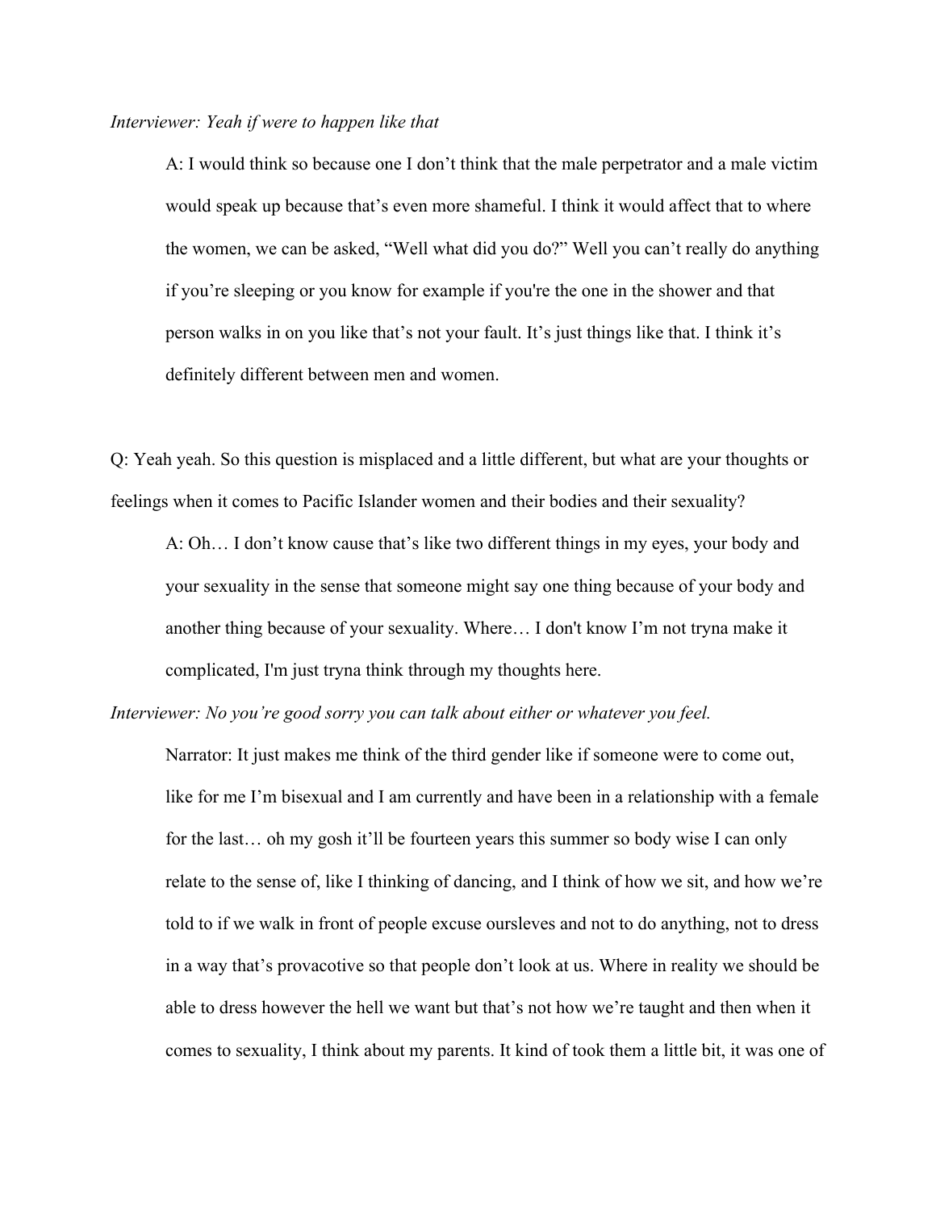*Interviewer: Yeah if were to happen like that*

> A: I would think so because one I don't think that the male perpetrator and a male victim would speak up because that's even more shameful. I think it would affect that to where the women, we can be asked, "Well what did you do?" Well you can't really do anything if you're sleeping or you know for example if you're the one in the shower and that person walks in on you like that's not your fault. It's just things like that. I think it's definitely different between men and women.

Q: Yeah yeah. So this question is misplaced and a little different, but what are your thoughts or feelings when it comes to Pacific Islander women and their bodies and their sexuality?

> A: Oh… I don't know cause that's like two different things in my eyes, your body and your sexuality in the sense that someone might say one thing because of your body and another thing because of your sexuality. Where… I don't know I'm not tryna make it complicated, I'm just tryna think through my thoughts here.

*Interviewer: No you're good sorry you can talk about either or whatever you feel.*

> Narrator: It just makes me think of the third gender like if someone were to come out, like for me I'm bisexual and I am currently and have been in a relationship with a female for the last… oh my gosh it'll be fourteen years this summer so body wise I can only relate to the sense of, like I thinking of dancing, and I think of how we sit, and how we're told to if we walk in front of people excuse oursleves and not to do anything, not to dress in a way that's provacotive so that people don't look at us. Where in reality we should be able to dress however the hell we want but that's not how we're taught and then when it comes to sexuality, I think about my parents. It kind of took them a little bit, it was one of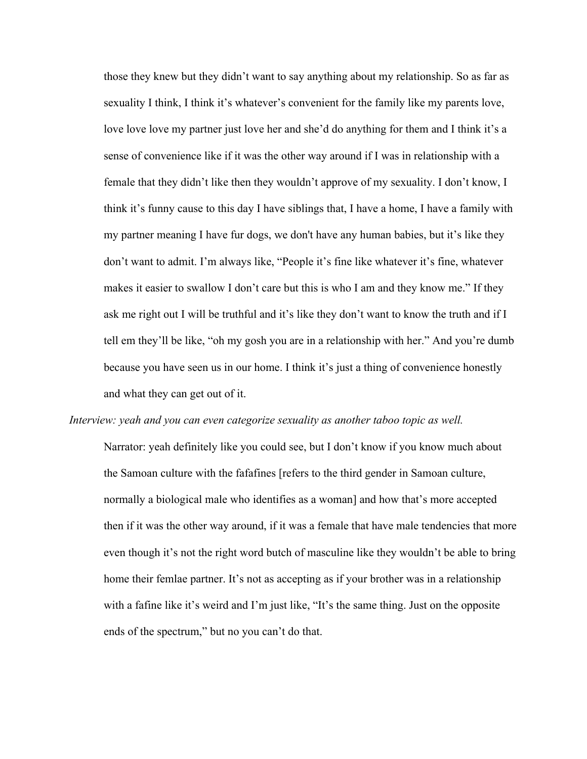those they knew but they didn't want to say anything about my relationship. So as far as sexuality I think, I think it's whatever's convenient for the family like my parents love, love love love my partner just love her and she'd do anything for them and I think it's a sense of convenience like if it was the other way around if I was in relationship with a female that they didn't like then they wouldn't approve of my sexuality. I don't know, I think it's funny cause to this day I have siblings that, I have a home, I have a family with my partner meaning I have fur dogs, we don't have any human babies, but it's like they don't want to admit. I'm always like, "People it's fine like whatever it's fine, whatever makes it easier to swallow I don't care but this is who I am and they know me." If they ask me right out I will be truthful and it's like they don't want to know the truth and if I tell em they'll be like, "oh my gosh you are in a relationship with her." And you're dumb because you have seen us in our home. I think it's just a thing of convenience honestly and what they can get out of it.

*Interview: yeah and you can even categorize sexuality as another taboo topic as well.*

Narrator: yeah definitely like you could see, but I don't know if you know much about the Samoan culture with the fafafines [refers to the third gender in Samoan culture, normally a biological male who identifies as a woman] and how that's more accepted then if it was the other way around, if it was a female that have male tendencies that more even though it's not the right word butch of masculine like they wouldn't be able to bring home their femlae partner. It's not as accepting as if your brother was in a relationship with a fafine like it's weird and I'm just like, "It's the same thing. Just on the opposite ends of the spectrum," but no you can't do that.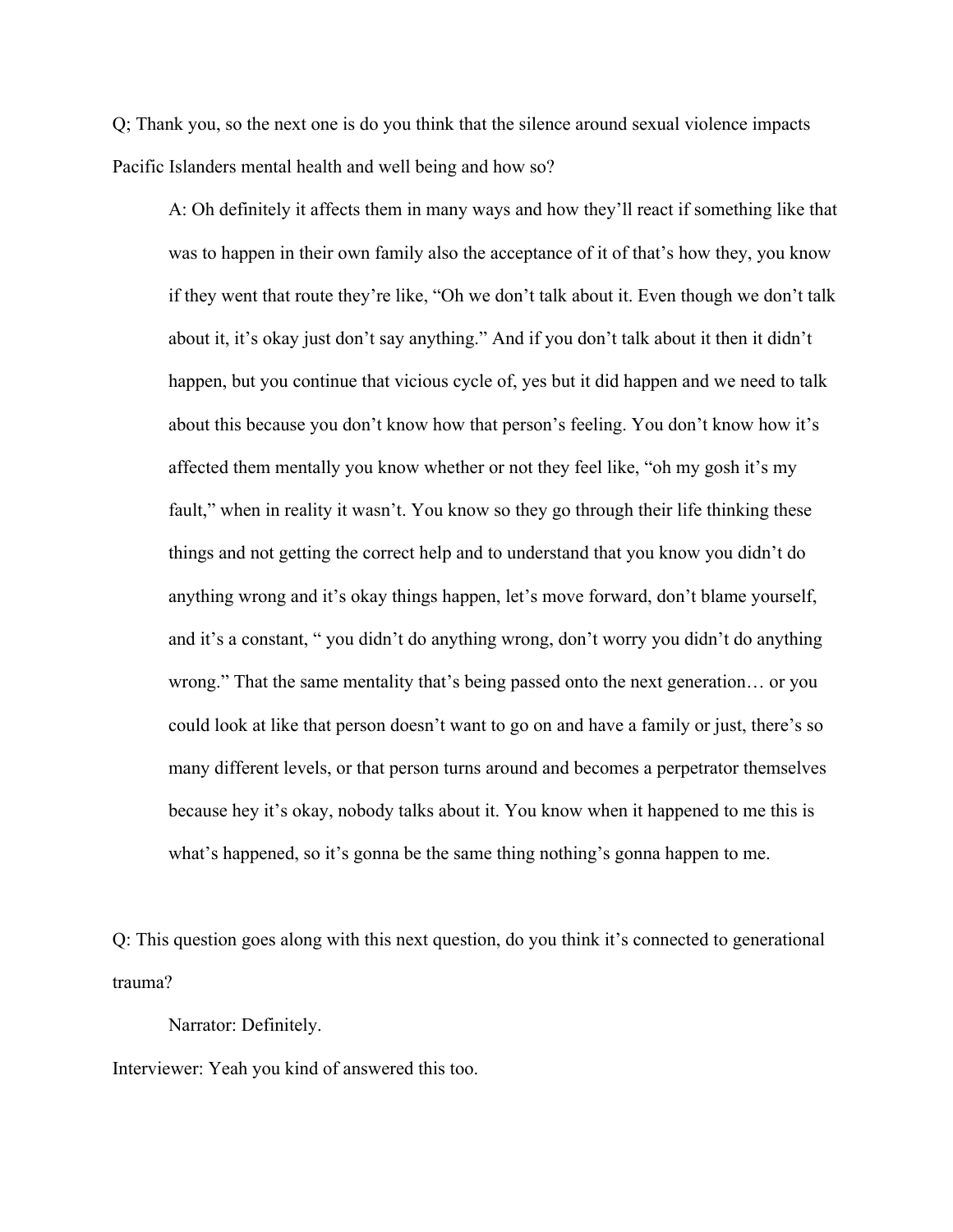Q; Thank you, so the next one is do you think that the silence around sexual violence impacts Pacific Islanders mental health and well being and how so?

> A: Oh definitely it affects them in many ways and how they'll react if something like that was to happen in their own family also the acceptance of it of that's how they, you know if they went that route they're like, "Oh we don't talk about it. Even though we don't talk about it, it's okay just don't say anything." And if you don't talk about it then it didn't happen, but you continue that vicious cycle of, yes but it did happen and we need to talk about this because you don't know how that person's feeling. You don't know how it's affected them mentally you know whether or not they feel like, "oh my gosh it's my fault," when in reality it wasn't. You know so they go through their life thinking these things and not getting the correct help and to understand that you know you didn't do anything wrong and it's okay things happen, let's move forward, don't blame yourself, and it's a constant, " you didn't do anything wrong, don't worry you didn't do anything wrong." That the same mentality that's being passed onto the next generation… or you could look at like that person doesn't want to go on and have a family or just, there's so many different levels, or that person turns around and becomes a perpetrator themselves because hey it's okay, nobody talks about it. You know when it happened to me this is what's happened, so it's gonna be the same thing nothing's gonna happen to me.

Q: This question goes along with this next question, do you think it's connected to generational trauma?

> Narrator: Definitely.

Interviewer: Yeah you kind of answered this too.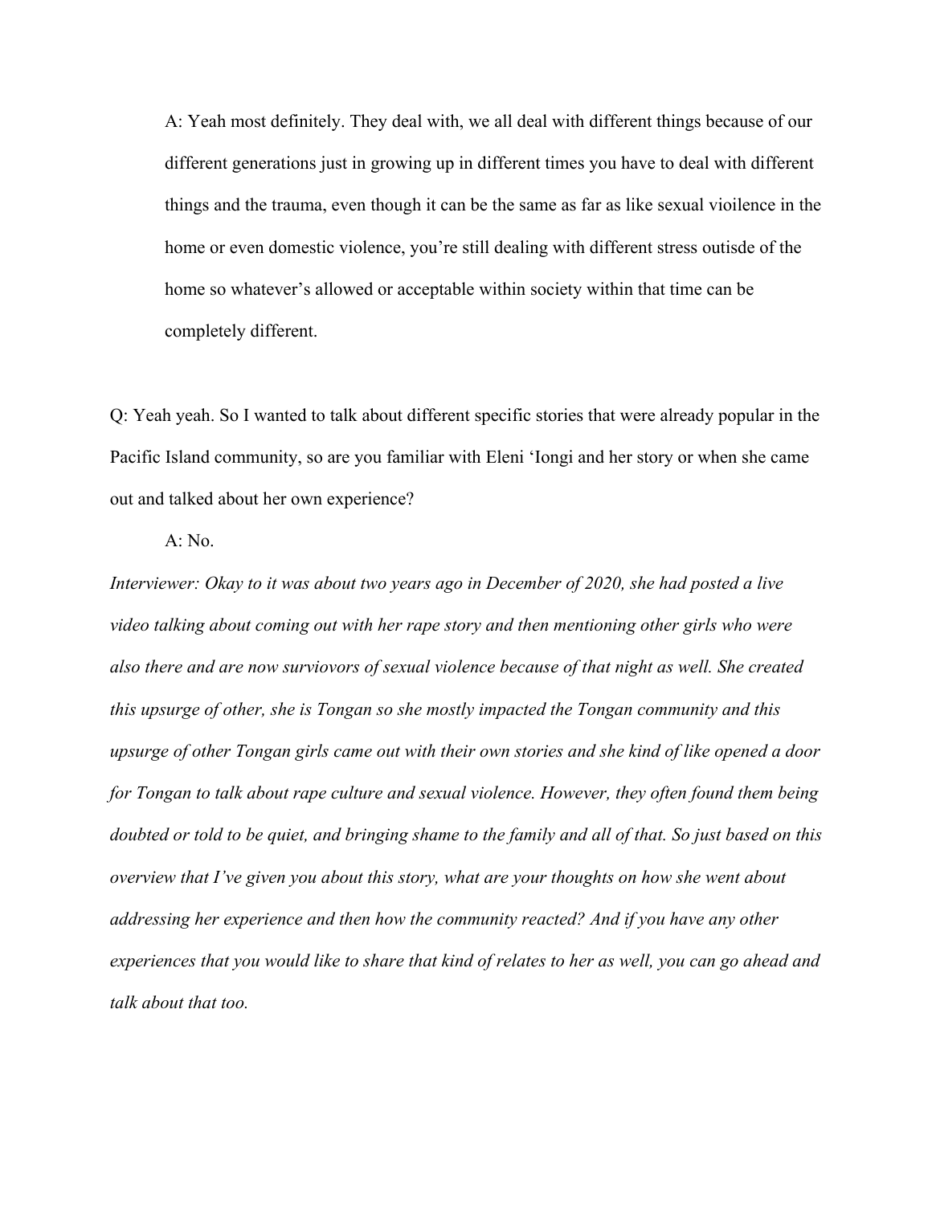A: Yeah most definitely. They deal with, we all deal with different things because of our different generations just in growing up in different times you have to deal with different things and the trauma, even though it can be the same as far as like sexual vioilence in the home or even domestic violence, you're still dealing with different stress outisde of the home so whatever's allowed or acceptable within society within that time can be completely different.

Q: Yeah yeah. So I wanted to talk about different specific stories that were already popular in the Pacific Island community, so are you familiar with Eleni 'Iongi and her story or when she came out and talked about her own experience?

A: No.

*Interviewer: Okay to it was about two years ago in December of 2020, she had posted a live video talking about coming out with her rape story and then mentioning other girls who were also there and are now surviovors of sexual violence because of that night as well. She created this upsurge of other, she is Tongan so she mostly impacted the Tongan community and this upsurge of other Tongan girls came out with their own stories and she kind of like opened a door for Tongan to talk about rape culture and sexual violence. However, they often found them being doubted or told to be quiet, and bringing shame to the family and all of that. So just based on this overview that I've given you about this story, what are your thoughts on how she went about addressing her experience and then how the community reacted? And if you have any other experiences that you would like to share that kind of relates to her as well, you can go ahead and talk about that too.*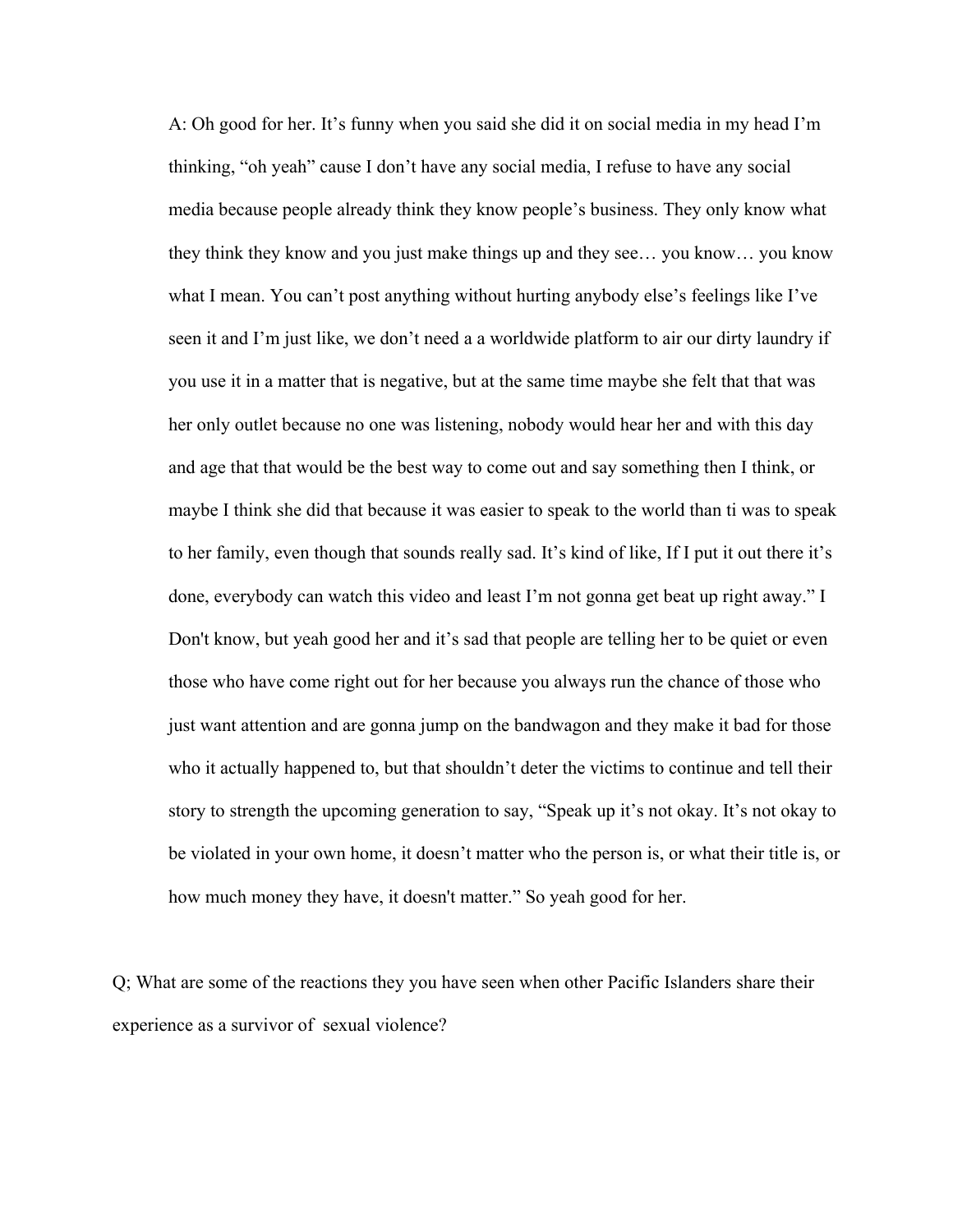A: Oh good for her. It's funny when you said she did it on social media in my head I'm thinking, "oh yeah" cause I don't have any social media, I refuse to have any social media because people already think they know people's business. They only know what they think they know and you just make things up and they see… you know… you know what I mean. You can't post anything without hurting anybody else's feelings like I've seen it and I'm just like, we don't need a a worldwide platform to air our dirty laundry if you use it in a matter that is negative, but at the same time maybe she felt that that was her only outlet because no one was listening, nobody would hear her and with this day and age that that would be the best way to come out and say something then I think, or maybe I think she did that because it was easier to speak to the world than ti was to speak to her family, even though that sounds really sad. It's kind of like, If I put it out there it's done, everybody can watch this video and least I'm not gonna get beat up right away." I Don't know, but yeah good her and it's sad that people are telling her to be quiet or even those who have come right out for her because you always run the chance of those who just want attention and are gonna jump on the bandwagon and they make it bad for those who it actually happened to, but that shouldn't deter the victims to continue and tell their story to strength the upcoming generation to say, "Speak up it's not okay. It's not okay to be violated in your own home, it doesn't matter who the person is, or what their title is, or how much money they have, it doesn't matter." So yeah good for her.

Q; What are some of the reactions they you have seen when other Pacific Islanders share their experience as a survivor of sexual violence?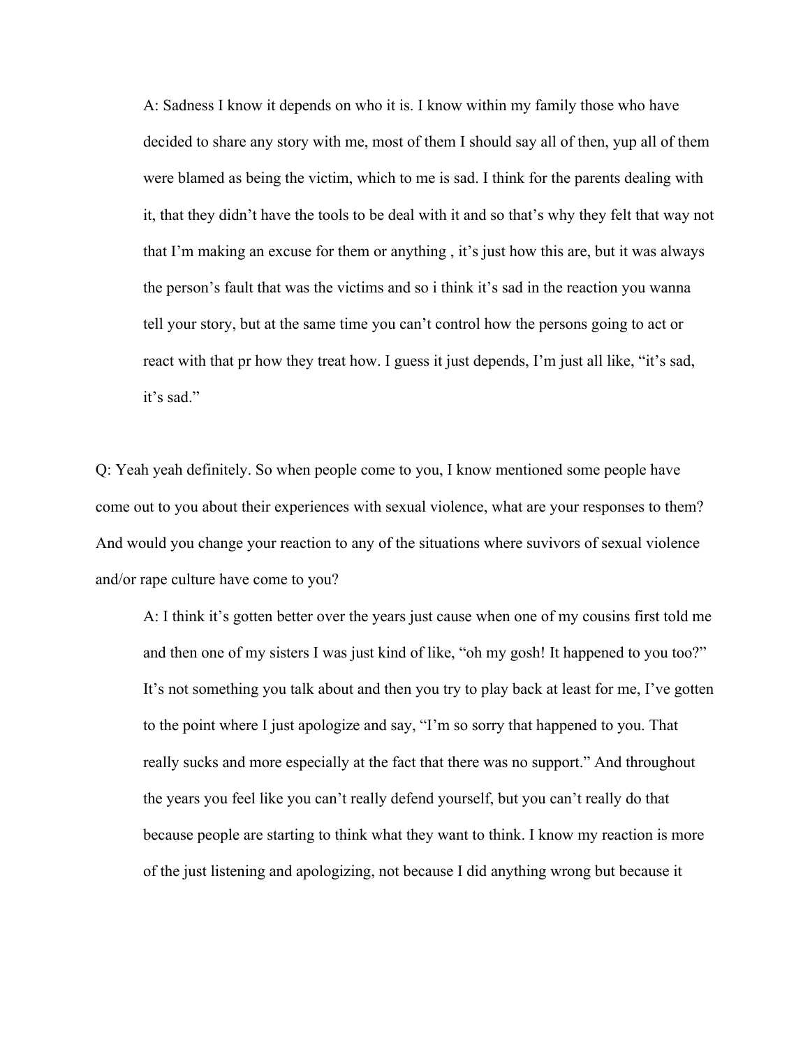A: Sadness I know it depends on who it is. I know within my family those who have decided to share any story with me, most of them I should say all of then, yup all of them were blamed as being the victim, which to me is sad. I think for the parents dealing with it, that they didn't have the tools to be deal with it and so that's why they felt that way not that I'm making an excuse for them or anything , it's just how this are, but it was always the person's fault that was the victims and so i think it's sad in the reaction you wanna tell your story, but at the same time you can't control how the persons going to act or react with that pr how they treat how. I guess it just depends, I'm just all like, "it's sad, it's sad."

Q: Yeah yeah definitely. So when people come to you, I know mentioned some people have come out to you about their experiences with sexual violence, what are your responses to them? And would you change your reaction to any of the situations where suvivors of sexual violence and/or rape culture have come to you?

A: I think it's gotten better over the years just cause when one of my cousins first told me and then one of my sisters I was just kind of like, "oh my gosh! It happened to you too?" It's not something you talk about and then you try to play back at least for me, I've gotten to the point where I just apologize and say, "I'm so sorry that happened to you. That really sucks and more especially at the fact that there was no support." And throughout the years you feel like you can't really defend yourself, but you can't really do that because people are starting to think what they want to think. I know my reaction is more of the just listening and apologizing, not because I did anything wrong but because it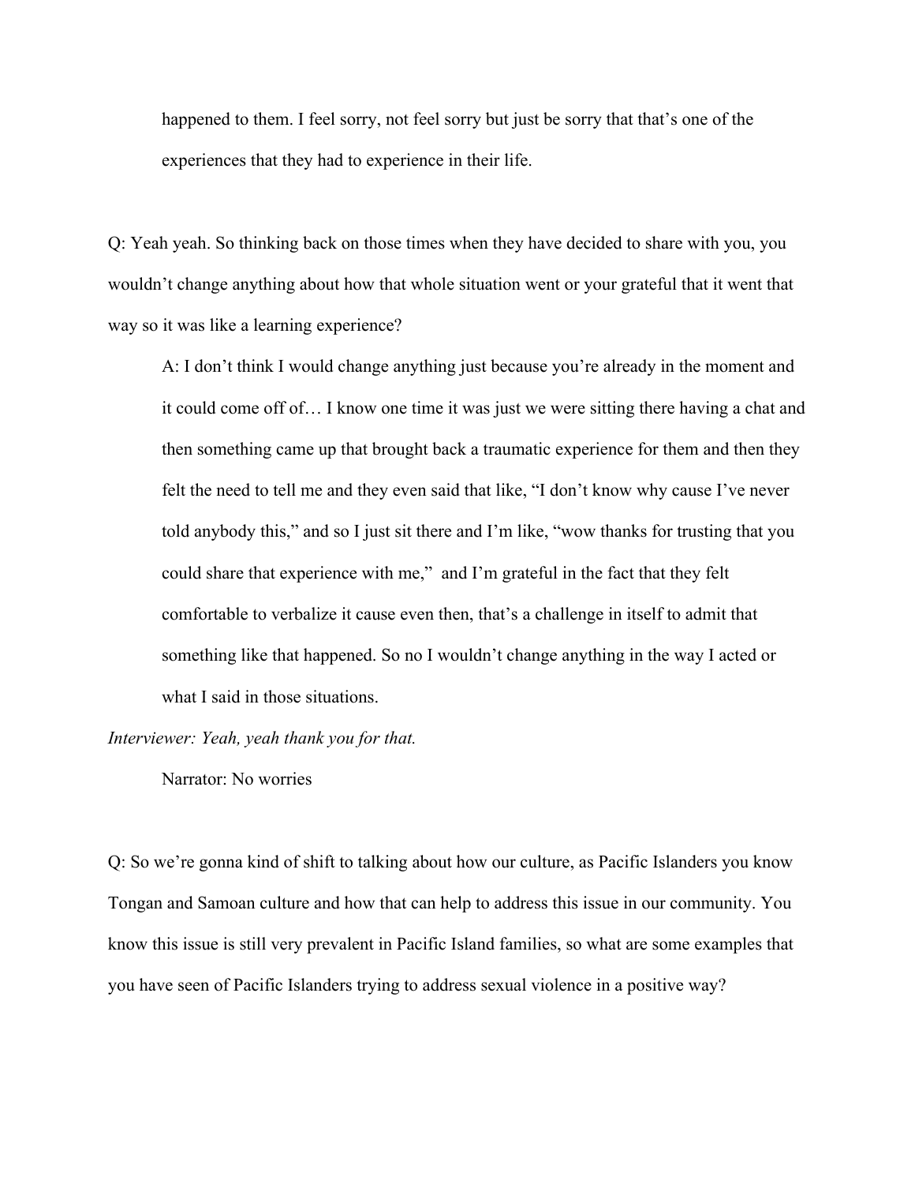happened to them. I feel sorry, not feel sorry but just be sorry that that's one of the experiences that they had to experience in their life.

Q: Yeah yeah. So thinking back on those times when they have decided to share with you, you wouldn't change anything about how that whole situation went or your grateful that it went that way so it was like a learning experience?

A: I don't think I would change anything just because you're already in the moment and it could come off of… I know one time it was just we were sitting there having a chat and then something came up that brought back a traumatic experience for them and then they felt the need to tell me and they even said that like, "I don't know why cause I've never told anybody this," and so I just sit there and I'm like, "wow thanks for trusting that you could share that experience with me," and I'm grateful in the fact that they felt comfortable to verbalize it cause even then, that's a challenge in itself to admit that something like that happened. So no I wouldn't change anything in the way I acted or what I said in those situations.

*Interviewer: Yeah, yeah thank you for that.*

Narrator: No worries

Q: So we're gonna kind of shift to talking about how our culture, as Pacific Islanders you know Tongan and Samoan culture and how that can help to address this issue in our community. You know this issue is still very prevalent in Pacific Island families, so what are some examples that you have seen of Pacific Islanders trying to address sexual violence in a positive way?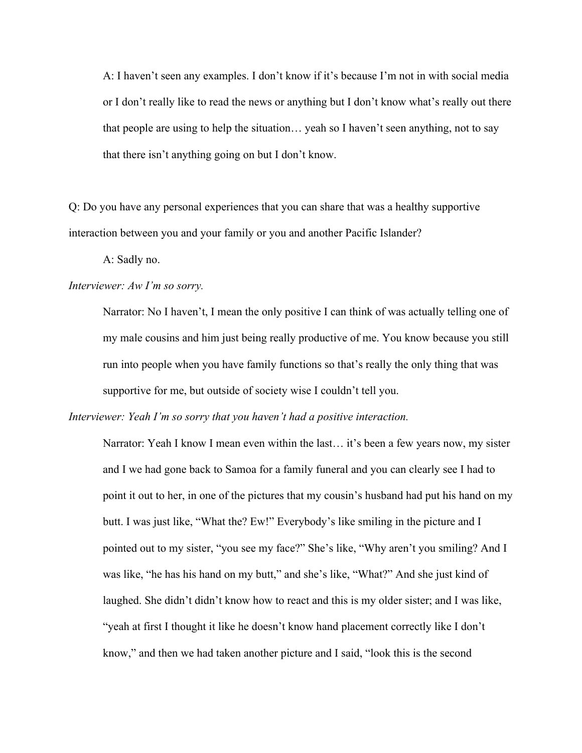A: I haven't seen any examples. I don't know if it's because I'm not in with social media or I don't really like to read the news or anything but I don't know what's really out there that people are using to help the situation… yeah so I haven't seen anything, not to say that there isn't anything going on but I don't know.

Q: Do you have any personal experiences that you can share that was a healthy supportive interaction between you and your family or you and another Pacific Islander?

A: Sadly no.

*Interviewer: Aw I'm so sorry.*

Narrator: No I haven't, I mean the only positive I can think of was actually telling one of my male cousins and him just being really productive of me. You know because you still run into people when you have family functions so that's really the only thing that was supportive for me, but outside of society wise I couldn't tell you.

*Interviewer: Yeah I'm so sorry that you haven't had a positive interaction.*

Narrator: Yeah I know I mean even within the last… it's been a few years now, my sister and I we had gone back to Samoa for a family funeral and you can clearly see I had to point it out to her, in one of the pictures that my cousin's husband had put his hand on my butt. I was just like, "What the? Ew!" Everybody's like smiling in the picture and I pointed out to my sister, "you see my face?" She's like, "Why aren't you smiling? And I was like, "he has his hand on my butt," and she's like, "What?" And she just kind of laughed. She didn't didn't know how to react and this is my older sister; and I was like, "yeah at first I thought it like he doesn't know hand placement correctly like I don't know," and then we had taken another picture and I said, "look this is the second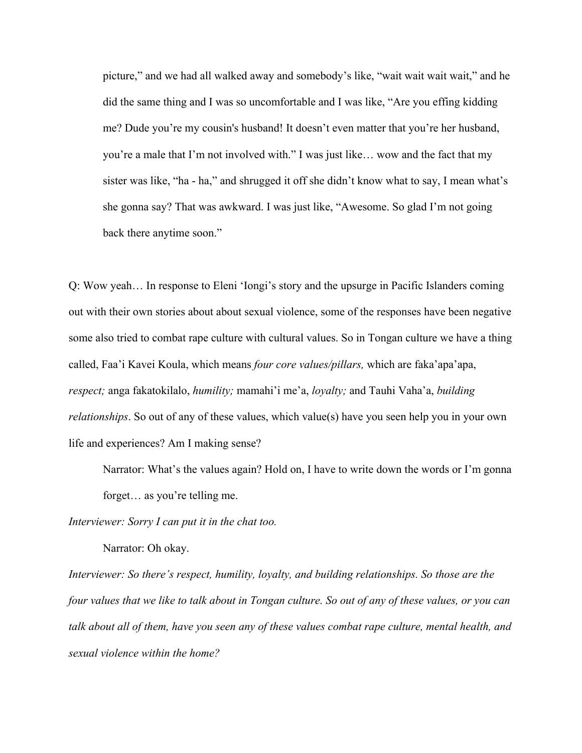picture," and we had all walked away and somebody's like, "wait wait wait wait," and he did the same thing and I was so uncomfortable and I was like, "Are you effing kidding me? Dude you're my cousin's husband! It doesn't even matter that you're her husband, you're a male that I'm not involved with." I was just like… wow and the fact that my sister was like, "ha - ha," and shrugged it off she didn't know what to say, I mean what's she gonna say? That was awkward. I was just like, "Awesome. So glad I'm not going back there anytime soon."

Q: Wow yeah… In response to Eleni 'Iongi's story and the upsurge in Pacific Islanders coming out with their own stories about about sexual violence, some of the responses have been negative some also tried to combat rape culture with cultural values. So in Tongan culture we have a thing called, Faa'i Kavei Koula, which means *four core values/pillars,* which are faka'apa'apa, *respect;* anga fakatokilalo, *humility;* mamahi'i me'a, *loyalty;* and Tauhi Vaha'a, *building relationships*. So out of any of these values, which value(s) have you seen help you in your own life and experiences? Am I making sense?

Narrator: What's the values again? Hold on, I have to write down the words or I'm gonna forget… as you're telling me.

*Interviewer: Sorry I can put it in the chat too.*

Narrator: Oh okay.

*Interviewer: So there's respect, humility, loyalty, and building relationships. So those are the four values that we like to talk about in Tongan culture. So out of any of these values, or you can talk about all of them, have you seen any of these values combat rape culture, mental health, and sexual violence within the home?*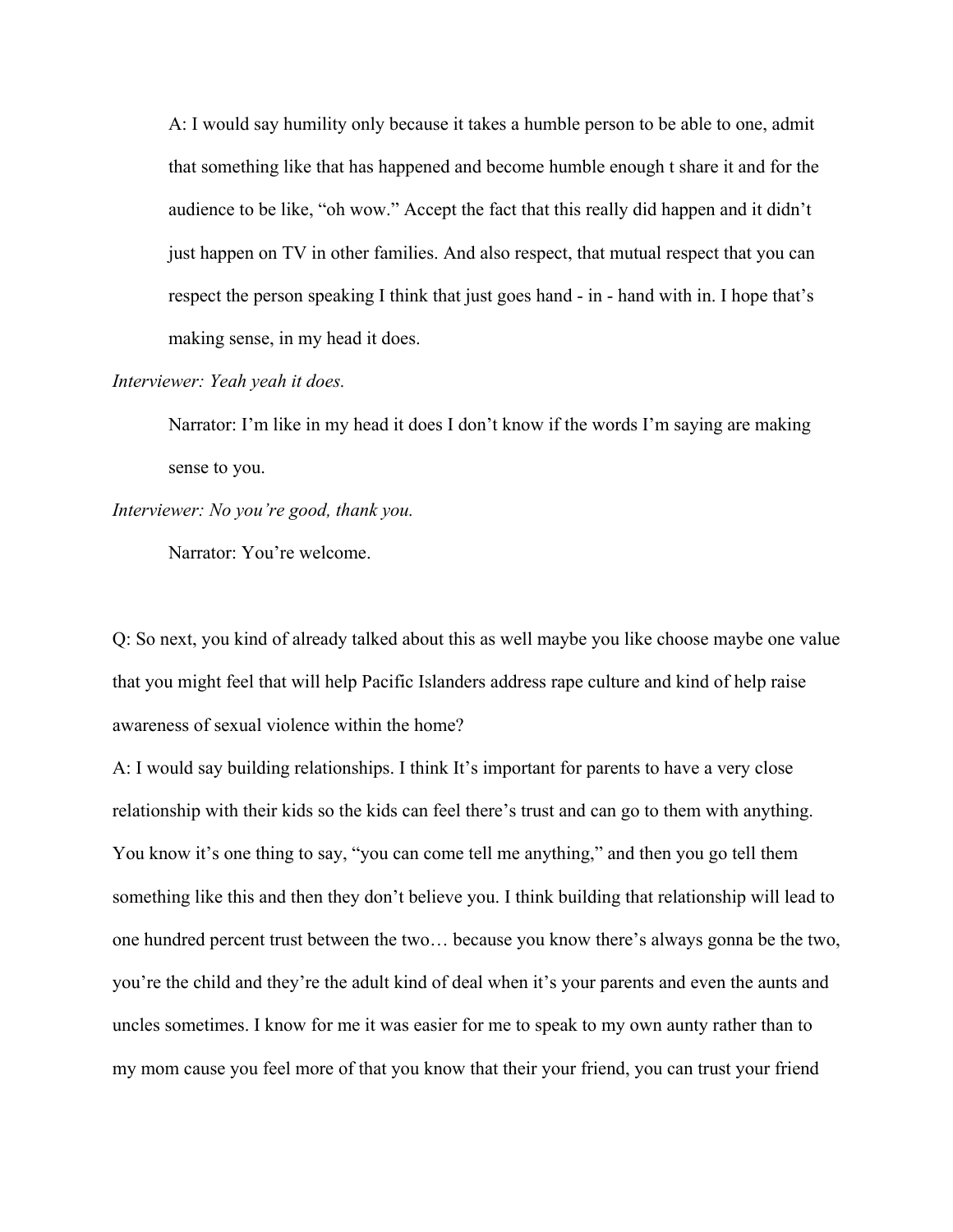A: I would say humility only because it takes a humble person to be able to one, admit that something like that has happened and become humble enough t share it and for the audience to be like, "oh wow." Accept the fact that this really did happen and it didn't just happen on TV in other families. And also respect, that mutual respect that you can respect the person speaking I think that just goes hand - in - hand with in. I hope that's making sense, in my head it does.

*Interviewer: Yeah yeah it does.*

Narrator: I'm like in my head it does I don't know if the words I'm saying are making sense to you.

*Interviewer: No you're good, thank you.*

Narrator: You're welcome.

Q: So next, you kind of already talked about this as well maybe you like choose maybe one value that you might feel that will help Pacific Islanders address rape culture and kind of help raise awareness of sexual violence within the home?

A: I would say building relationships. I think It's important for parents to have a very close relationship with their kids so the kids can feel there's trust and can go to them with anything. You know it's one thing to say, "you can come tell me anything," and then you go tell them something like this and then they don't believe you. I think building that relationship will lead to one hundred percent trust between the two… because you know there's always gonna be the two, you're the child and they're the adult kind of deal when it's your parents and even the aunts and uncles sometimes. I know for me it was easier for me to speak to my own aunty rather than to my mom cause you feel more of that you know that their your friend, you can trust your friend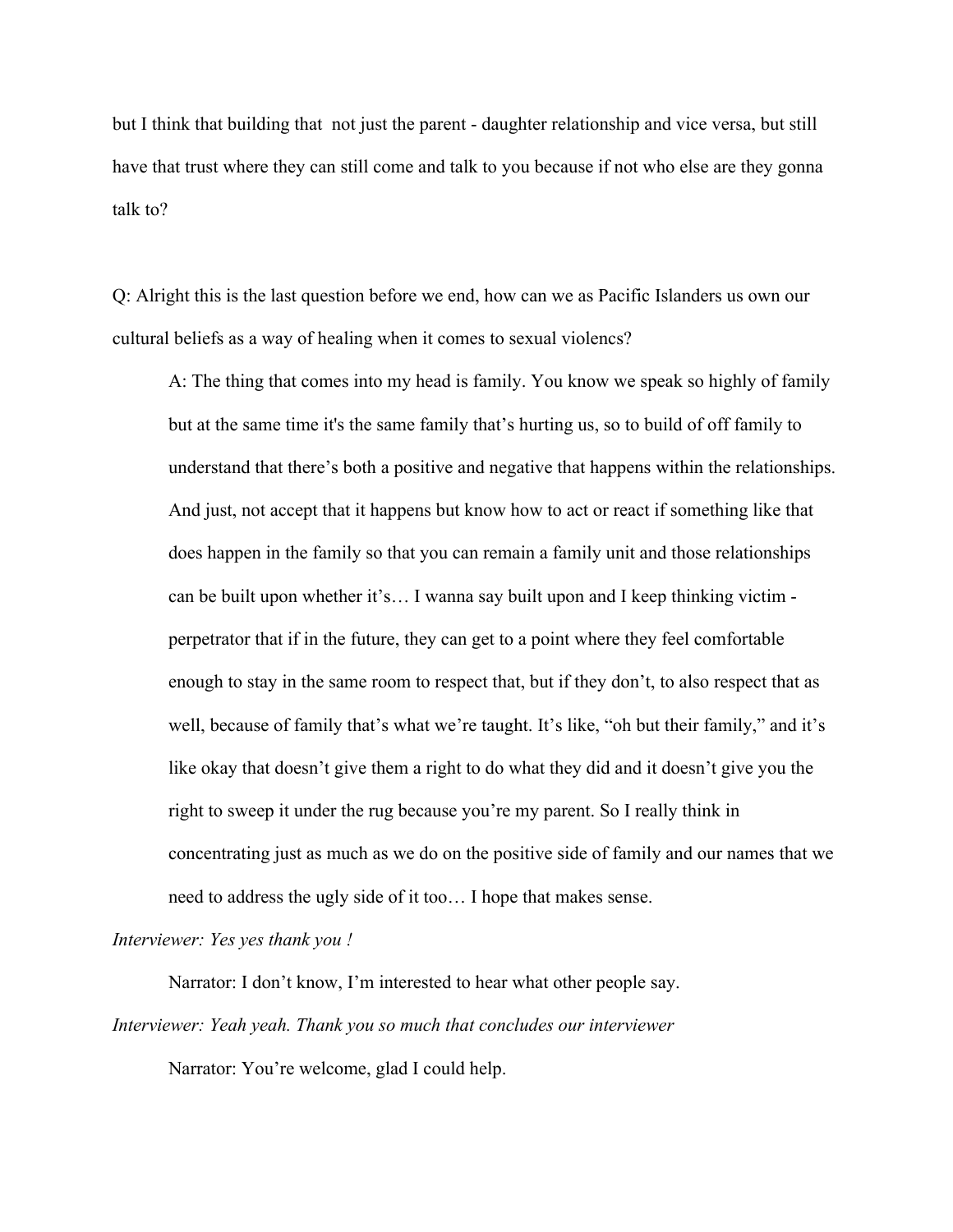but I think that building that not just the parent - daughter relationship and vice versa, but still have that trust where they can still come and talk to you because if not who else are they gonna talk to?

Q: Alright this is the last question before we end, how can we as Pacific Islanders us own our cultural beliefs as a way of healing when it comes to sexual violencs?

> A: The thing that comes into my head is family. You know we speak so highly of family but at the same time it's the same family that's hurting us, so to build of off family to understand that there's both a positive and negative that happens within the relationships. And just, not accept that it happens but know how to act or react if something like that does happen in the family so that you can remain a family unit and those relationships can be built upon whether it's… I wanna say built upon and I keep thinking victim - perpetrator that if in the future, they can get to a point where they feel comfortable enough to stay in the same room to respect that, but if they don't, to also respect that as well, because of family that's what we're taught. It's like, "oh but their family," and it's like okay that doesn't give them a right to do what they did and it doesn't give you the right to sweep it under the rug because you're my parent. So I really think in concentrating just as much as we do on the positive side of family and our names that we need to address the ugly side of it too… I hope that makes sense.

*Interviewer: Yes yes thank you !*

> Narrator: I don't know, I'm interested to hear what other people say.

*Interviewer: Yeah yeah. Thank you so much that concludes our interviewer*

> Narrator: You're welcome, glad I could help.